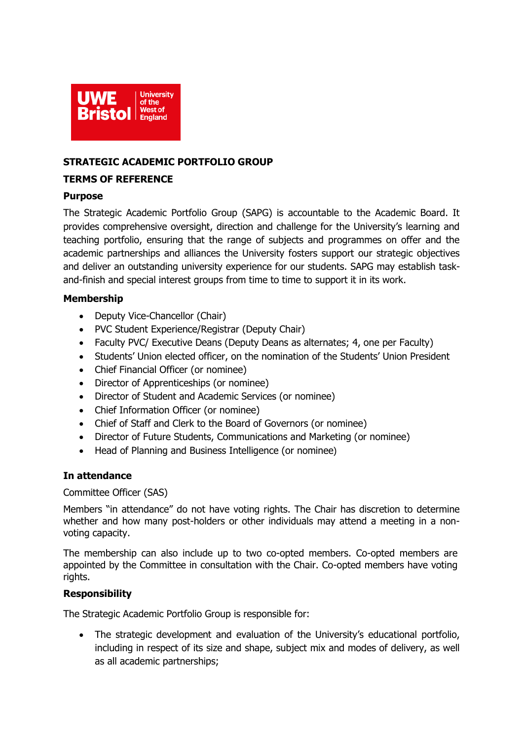**STRATEGIC ACADEMIC PORTFOLIO GROUP**

**TERMS OF REFERENCE**

**Purpose**

The Strategic Academic Portfolio Group (SAPG) is accountable to the Academic Board. It provides comprehensive oversight, direction and challenge for the University's learning and teaching portfolio, ensuring that the range of subjects and programmes on offer and the academic partnerships and alliances the University fosters support our strategic objectives and deliver an outstanding university experience for our students. SAPG may establish task-and-finish and special interest groups from time to time to support it in its work.

**Membership**

- Deputy Vice-Chancellor (Chair)
- PVC Student Experience/Registrar (Deputy Chair)
- Faculty PVC/ Executive Deans (Deputy Deans as alternates; 4, one per Faculty)
- Students' Union elected officer, on the nomination of the Students' Union President
- Chief Financial Officer (or nominee)
- Director of Apprenticeships (or nominee)
- Director of Student and Academic Services (or nominee)
- Chief Information Officer (or nominee)
- Chief of Staff and Clerk to the Board of Governors (or nominee)
- Director of Future Students, Communications and Marketing (or nominee)
- Head of Planning and Business Intelligence (or nominee)

**In attendance**

Committee Officer (SAS)

Members "in attendance" do not have voting rights. The Chair has discretion to determine whether and how many post-holders or other individuals may attend a meeting in a non-voting capacity.

The membership can also include up to two co-opted members. Co-opted members are appointed by the Committee in consultation with the Chair. Co-opted members have voting rights.

**Responsibility**

The Strategic Academic Portfolio Group is responsible for:

- The strategic development and evaluation of the University's educational portfolio, including in respect of its size and shape, subject mix and modes of delivery, as well as all academic partnerships;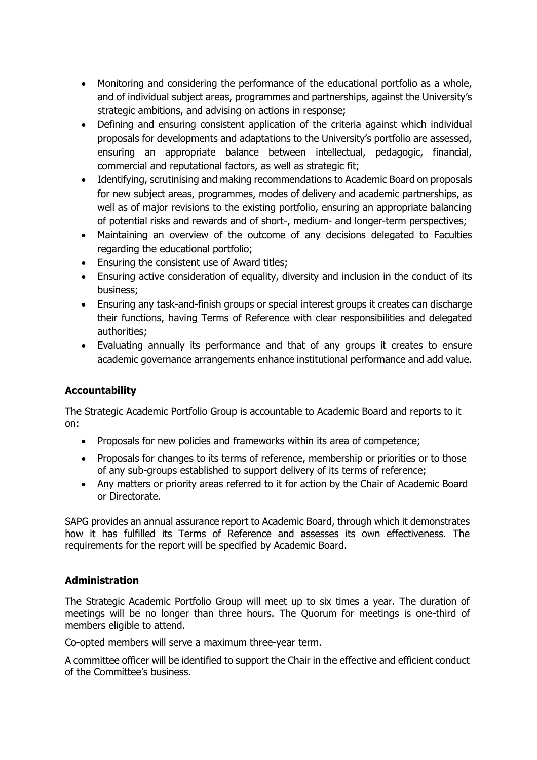- Monitoring and considering the performance of the educational portfolio as a whole, and of individual subject areas, programmes and partnerships, against the University's strategic ambitions, and advising on actions in response;
- Defining and ensuring consistent application of the criteria against which individual proposals for developments and adaptations to the University's portfolio are assessed, ensuring an appropriate balance between intellectual, pedagogic, financial, commercial and reputational factors, as well as strategic fit;
- Identifying, scrutinising and making recommendations to Academic Board on proposals for new subject areas, programmes, modes of delivery and academic partnerships, as well as of major revisions to the existing portfolio, ensuring an appropriate balancing of potential risks and rewards and of short-, medium- and longer-term perspectives;
- Maintaining an overview of the outcome of any decisions delegated to Faculties regarding the educational portfolio;
- Ensuring the consistent use of Award titles;
- Ensuring active consideration of equality, diversity and inclusion in the conduct of its business;
- Ensuring any task-and-finish groups or special interest groups it creates can discharge their functions, having Terms of Reference with clear responsibilities and delegated authorities;
- Evaluating annually its performance and that of any groups it creates to ensure academic governance arrangements enhance institutional performance and add value.

## Accountability

The Strategic Academic Portfolio Group is accountable to Academic Board and reports to it on:

- Proposals for new policies and frameworks within its area of competence;
- Proposals for changes to its terms of reference, membership or priorities or to those of any sub-groups established to support delivery of its terms of reference;
- Any matters or priority areas referred to it for action by the Chair of Academic Board or Directorate.

SAPG provides an annual assurance report to Academic Board, through which it demonstrates how it has fulfilled its Terms of Reference and assesses its own effectiveness. The requirements for the report will be specified by Academic Board.

## Administration

The Strategic Academic Portfolio Group will meet up to six times a year. The duration of meetings will be no longer than three hours. The Quorum for meetings is one-third of members eligible to attend.

Co-opted members will serve a maximum three-year term.

A committee officer will be identified to support the Chair in the effective and efficient conduct of the Committee's business.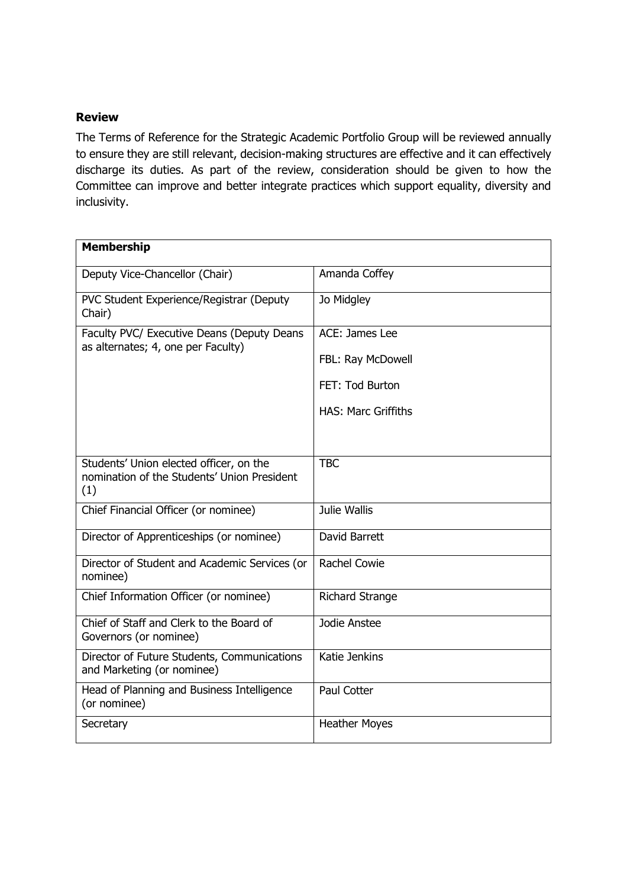**Review**

The Terms of Reference for the Strategic Academic Portfolio Group will be reviewed annually to ensure they are still relevant, decision-making structures are effective and it can effectively discharge its duties. As part of the review, consideration should be given to how the Committee can improve and better integrate practices which support equality, diversity and inclusivity.

| **Membership** | |
|---|---|
| Deputy Vice-Chancellor (Chair) | Amanda Coffey |
| PVC Student Experience/Registrar (Deputy Chair) | Jo Midgley |
| Faculty PVC/ Executive Deans (Deputy Deans as alternates; 4, one per Faculty) | ACE: James Lee<br>FBL: Ray McDowell<br>FET: Tod Burton<br>HAS: Marc Griffiths |
| Students' Union elected officer, on the nomination of the Students' Union President (1) | TBC |
| Chief Financial Officer (or nominee) | Julie Wallis |
| Director of Apprenticeships (or nominee) | David Barrett |
| Director of Student and Academic Services (or nominee) | Rachel Cowie |
| Chief Information Officer (or nominee) | Richard Strange |
| Chief of Staff and Clerk to the Board of Governors (or nominee) | Jodie Anstee |
| Director of Future Students, Communications and Marketing (or nominee) | Katie Jenkins |
| Head of Planning and Business Intelligence (or nominee) | Paul Cotter |
| Secretary | Heather Moyes |